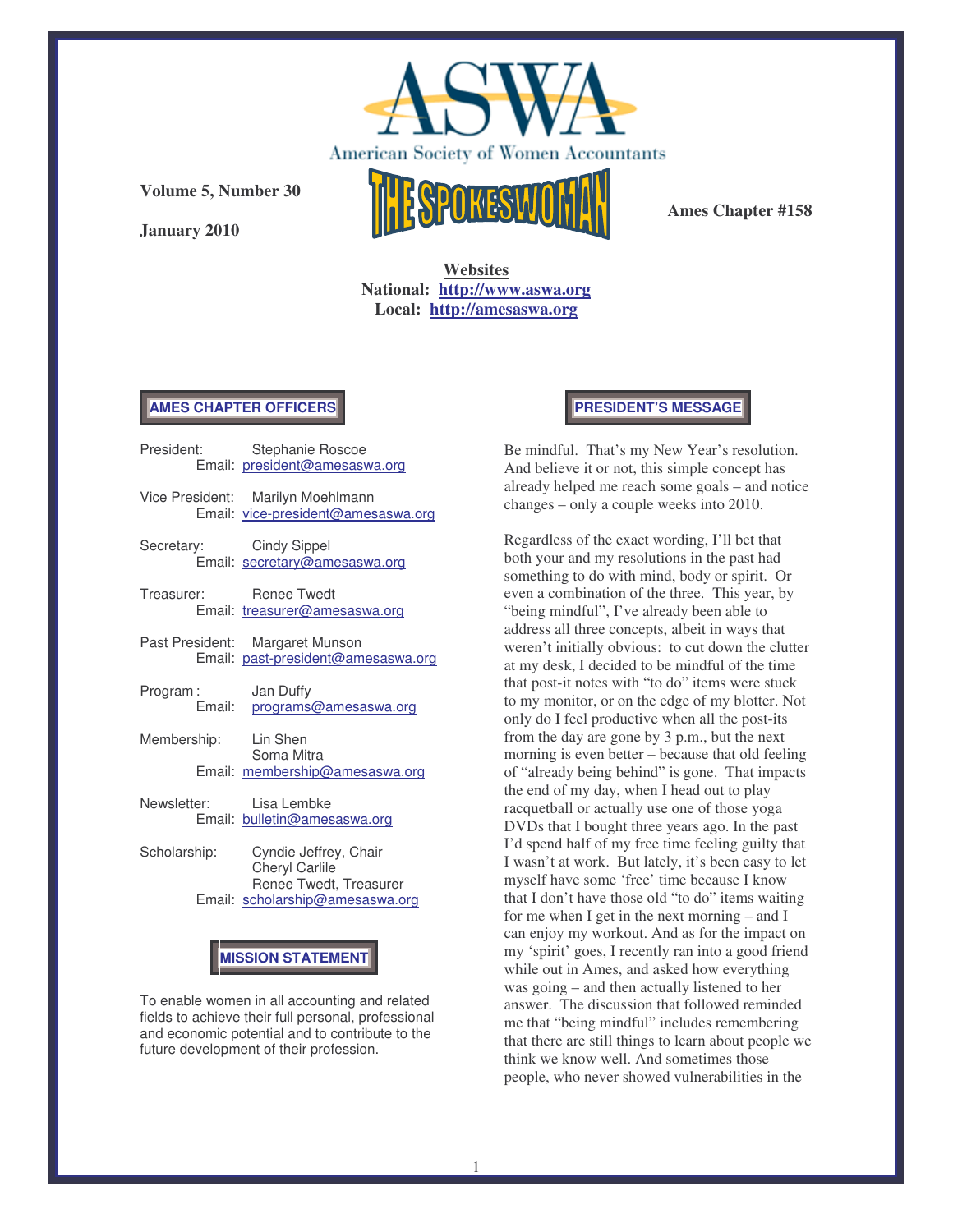# ASWA

American Society of Women Accountants

**Volume 5, Number 30**

**January 2010**

# THE SPOKESWOMAN

**Ames Chapter #158**

**Websites**
**National: http://www.aswa.org**
**Local: http://amesaswa.org**

## AMES CHAPTER OFFICERS

President: Stephanie Roscoe
Email: president@amesaswa.org

Vice President: Marilyn Moehlmann
Email: vice-president@amesaswa.org

Secretary: Cindy Sippel
Email: secretary@amesaswa.org

Treasurer: Renee Twedt
Email: treasurer@amesaswa.org

Past President: Margaret Munson
Email: past-president@amesaswa.org

Program: Jan Duffy
Email: programs@amesaswa.org

Membership: Lin Shen
Soma Mitra
Email: membership@amesaswa.org

Newsletter: Lisa Lembke
Email: bulletin@amesaswa.org

Scholarship: Cyndie Jeffrey, Chair
Cheryl Carlile
Renee Twedt, Treasurer
Email: scholarship@amesaswa.org

## MISSION STATEMENT

To enable women in all accounting and related fields to achieve their full personal, professional and economic potential and to contribute to the future development of their profession.

## PRESIDENT'S MESSAGE

Be mindful. That's my New Year's resolution. And believe it or not, this simple concept has already helped me reach some goals – and notice changes – only a couple weeks into 2010.

Regardless of the exact wording, I'll bet that both your and my resolutions in the past had something to do with mind, body or spirit. Or even a combination of the three. This year, by "being mindful", I've already been able to address all three concepts, albeit in ways that weren't initially obvious: to cut down the clutter at my desk, I decided to be mindful of the time that post-it notes with "to do" items were stuck to my monitor, or on the edge of my blotter. Not only do I feel productive when all the post-its from the day are gone by 3 p.m., but the next morning is even better – because that old feeling of "already being behind" is gone. That impacts the end of my day, when I head out to play racquetball or actually use one of those yoga DVDs that I bought three years ago. In the past I'd spend half of my free time feeling guilty that I wasn't at work. But lately, it's been easy to let myself have some 'free' time because I know that I don't have those old "to do" items waiting for me when I get in the next morning – and I can enjoy my workout. And as for the impact on my 'spirit' goes, I recently ran into a good friend while out in Ames, and asked how everything was going – and then actually listened to her answer. The discussion that followed reminded me that "being mindful" includes remembering that there are still things to learn about people we think we know well. And sometimes those people, who never showed vulnerabilities in the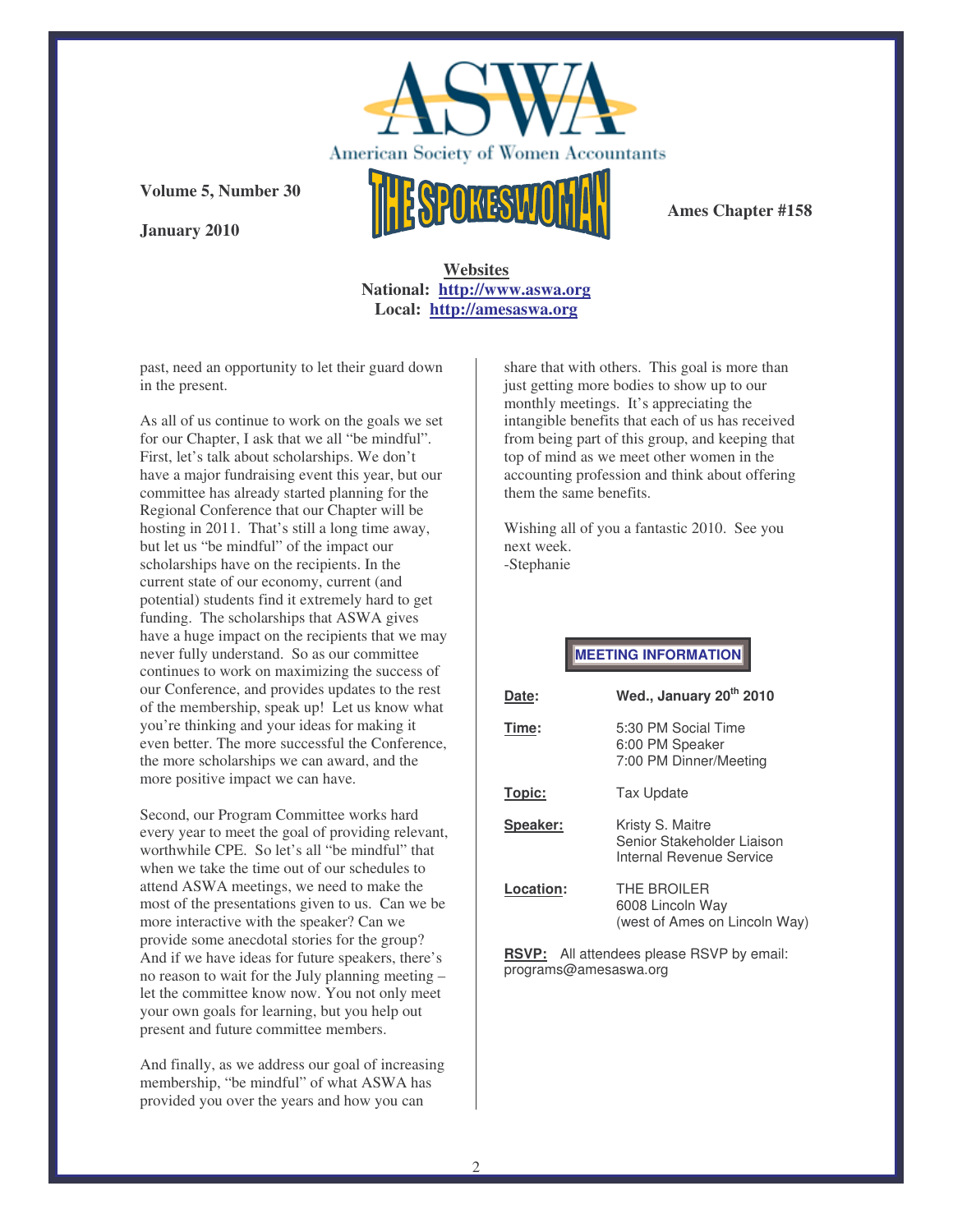# ASWA

American Society of Women Accountants

**Volume 5, Number 30**

**January 2010**

# THE SPOKESWOMAN

**Ames Chapter #158**

**Websites**
**National: http://www.aswa.org**
**Local: http://amesaswa.org**

past, need an opportunity to let their guard down in the present.

As all of us continue to work on the goals we set for our Chapter, I ask that we all "be mindful". First, let's talk about scholarships. We don't have a major fundraising event this year, but our committee has already started planning for the Regional Conference that our Chapter will be hosting in 2011. That's still a long time away, but let us "be mindful" of the impact our scholarships have on the recipients. In the current state of our economy, current (and potential) students find it extremely hard to get funding. The scholarships that ASWA gives have a huge impact on the recipients that we may never fully understand. So as our committee continues to work on maximizing the success of our Conference, and provides updates to the rest of the membership, speak up! Let us know what you're thinking and your ideas for making it even better. The more successful the Conference, the more scholarships we can award, and the more positive impact we can have.

Second, our Program Committee works hard every year to meet the goal of providing relevant, worthwhile CPE. So let's all "be mindful" that when we take the time out of our schedules to attend ASWA meetings, we need to make the most of the presentations given to us. Can we be more interactive with the speaker? Can we provide some anecdotal stories for the group? And if we have ideas for future speakers, there's no reason to wait for the July planning meeting – let the committee know now. You not only meet your own goals for learning, but you help out present and future committee members.

And finally, as we address our goal of increasing membership, "be mindful" of what ASWA has provided you over the years and how you can share that with others. This goal is more than just getting more bodies to show up to our monthly meetings. It's appreciating the intangible benefits that each of us has received from being part of this group, and keeping that top of mind as we meet other women in the accounting profession and think about offering them the same benefits.

Wishing all of you a fantastic 2010. See you next week.
-Stephanie

**MEETING INFORMATION**

| | |
|---|---|
| **Date:** | **Wed., January 20th 2010** |
| **Time:** | 5:30 PM Social Time<br>6:00 PM Speaker<br>7:00 PM Dinner/Meeting |
| **Topic:** | Tax Update |
| **Speaker:** | Kristy S. Maitre<br>Senior Stakeholder Liaison<br>Internal Revenue Service |
| **Location:** | THE BROILER<br>6008 Lincoln Way<br>(west of Ames on Lincoln Way) |

**RSVP:** All attendees please RSVP by email: programs@amesaswa.org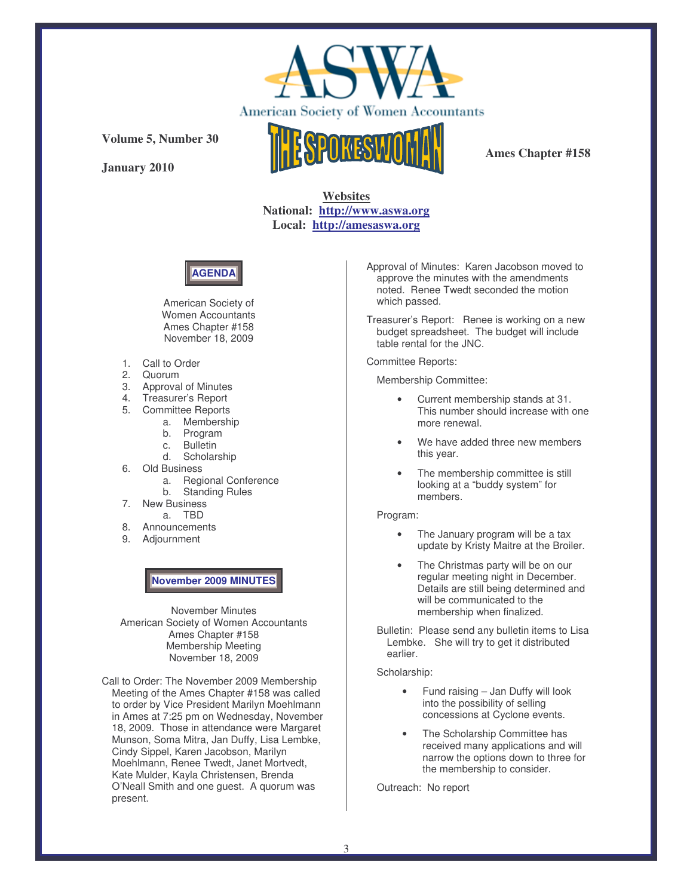American Society of Women Accountants

Volume 5, Number 30

January 2010

# THE SPOKESWOMAN

Ames Chapter #158

**Websites**
**National: http://www.aswa.org**
**Local: http://amesaswa.org**

## AGENDA

American Society of
Women Accountants
Ames Chapter #158
November 18, 2009

1. Call to Order
2. Quorum
3. Approval of Minutes
4. Treasurer's Report
5. Committee Reports
   a. Membership
   b. Program
   c. Bulletin
   d. Scholarship
6. Old Business
   a. Regional Conference
   b. Standing Rules
7. New Business
   a. TBD
8. Announcements
9. Adjournment

## November 2009 MINUTES

November Minutes
American Society of Women Accountants
Ames Chapter #158
Membership Meeting
November 18, 2009

Call to Order: The November 2009 Membership Meeting of the Ames Chapter #158 was called to order by Vice President Marilyn Moehlmann in Ames at 7:25 pm on Wednesday, November 18, 2009. Those in attendance were Margaret Munson, Soma Mitra, Jan Duffy, Lisa Lembke, Cindy Sippel, Karen Jacobson, Marilyn Moehlmann, Renee Twedt, Janet Mortvedt, Kate Mulder, Kayla Christensen, Brenda O'Neall Smith and one guest. A quorum was present.

Approval of Minutes: Karen Jacobson moved to approve the minutes with the amendments noted. Renee Twedt seconded the motion which passed.

Treasurer's Report: Renee is working on a new budget spreadsheet. The budget will include table rental for the JNC.

Committee Reports:

Membership Committee:

- Current membership stands at 31. This number should increase with one more renewal.
- We have added three new members this year.
- The membership committee is still looking at a "buddy system" for members.

Program:

- The January program will be a tax update by Kristy Maitre at the Broiler.
- The Christmas party will be on our regular meeting night in December. Details are still being determined and will be communicated to the membership when finalized.

Bulletin: Please send any bulletin items to Lisa Lembke. She will try to get it distributed earlier.

Scholarship:

- Fund raising – Jan Duffy will look into the possibility of selling concessions at Cyclone events.
- The Scholarship Committee has received many applications and will narrow the options down to three for the membership to consider.

Outreach: No report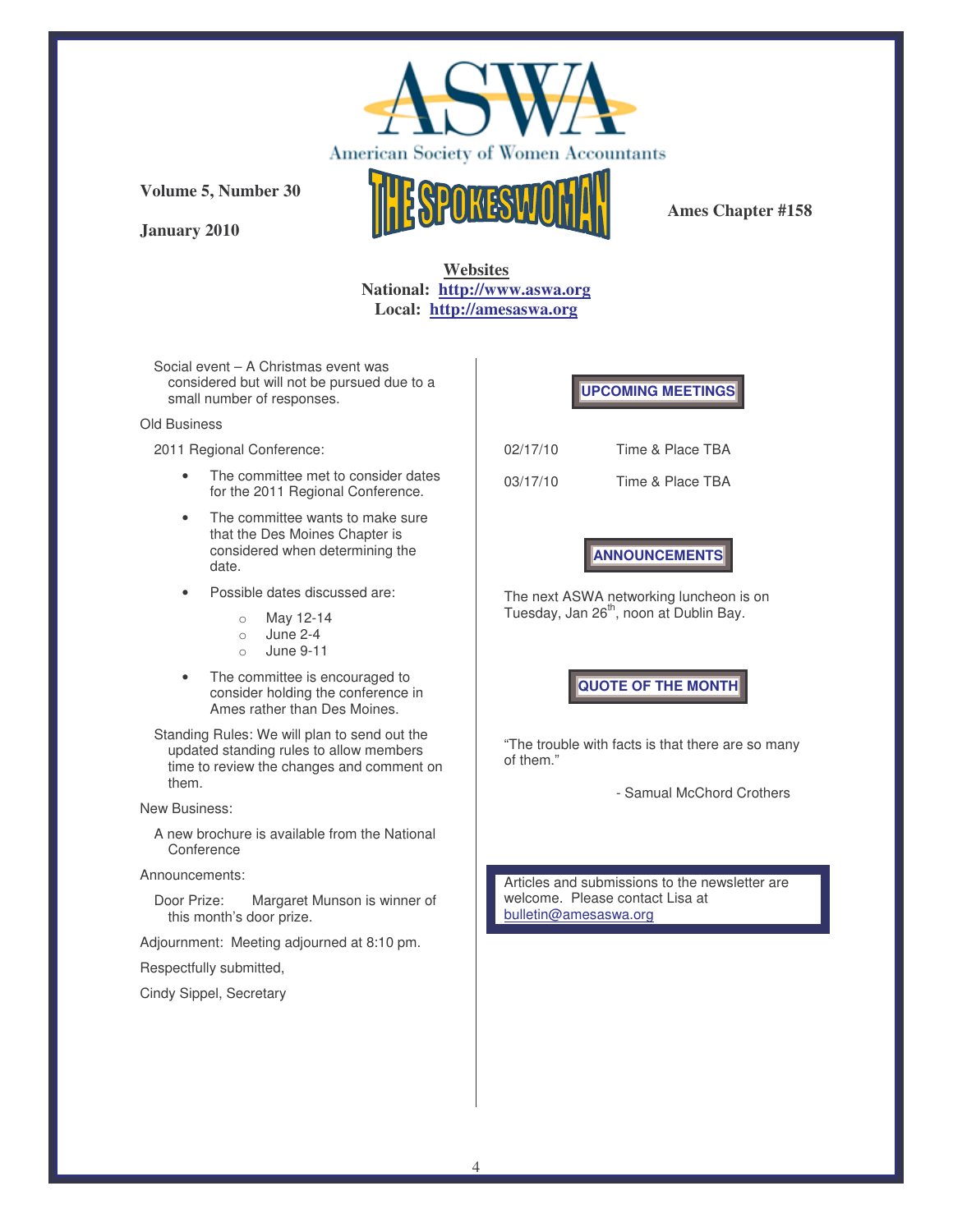**Volume 5, Number 30**

**January 2010**

American Society of Women Accountants

# THE SPOKESWOMAN

**Ames Chapter #158**

**Websites**
**National: http://www.aswa.org**
**Local: http://amesaswa.org**

Social event – A Christmas event was considered but will not be pursued due to a small number of responses.

Old Business

2011 Regional Conference:

- The committee met to consider dates for the 2011 Regional Conference.
- The committee wants to make sure that the Des Moines Chapter is considered when determining the date.
- Possible dates discussed are:
  - May 12-14
  - June 2-4
  - June 9-11
- The committee is encouraged to consider holding the conference in Ames rather than Des Moines.

Standing Rules: We will plan to send out the updated standing rules to allow members time to review the changes and comment on them.

New Business:

A new brochure is available from the National Conference

Announcements:

Door Prize: Margaret Munson is winner of this month's door prize.

Adjournment: Meeting adjourned at 8:10 pm.

Respectfully submitted,

Cindy Sippel, Secretary

## UPCOMING MEETINGS

| | |
|---|---|
| 02/17/10 | Time & Place TBA |
| 03/17/10 | Time & Place TBA |

## ANNOUNCEMENTS

The next ASWA networking luncheon is on Tuesday, Jan 26th, noon at Dublin Bay.

## QUOTE OF THE MONTH

"The trouble with facts is that there are so many of them."

- Samual McChord Crothers

Articles and submissions to the newsletter are welcome. Please contact Lisa at bulletin@amesaswa.org